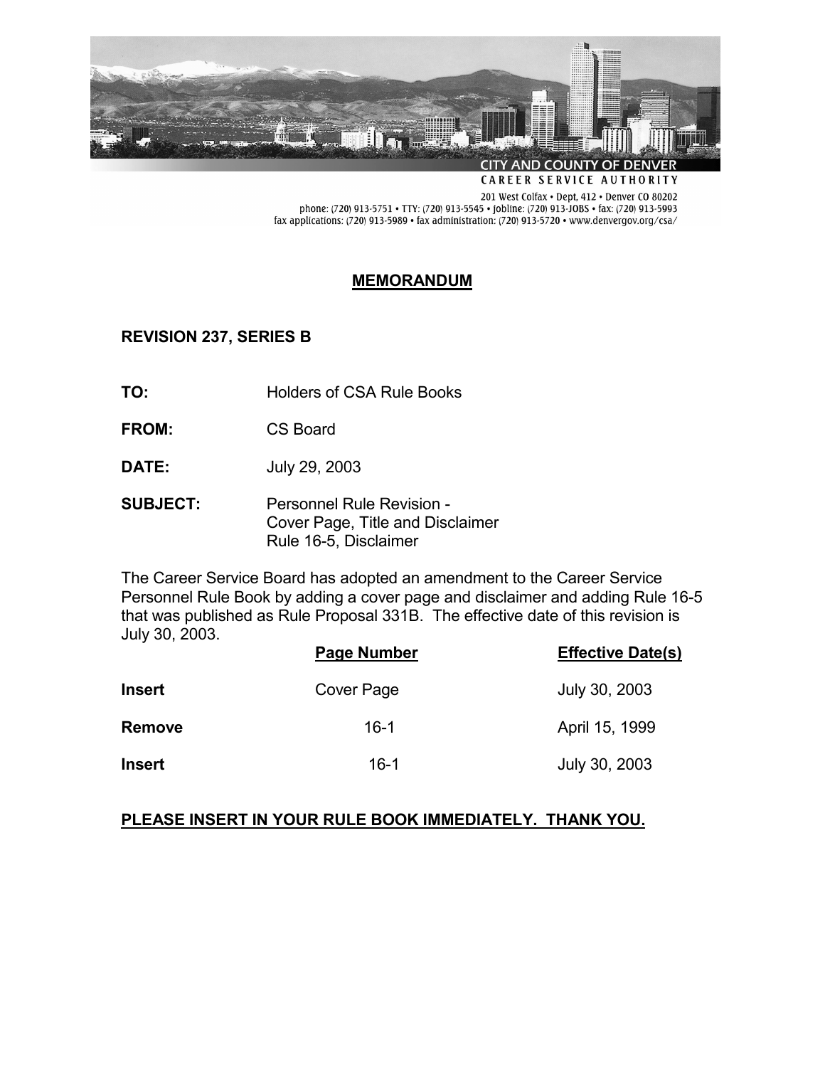CITY AND COUNTY OF DENVER
CAREER SERVICE AUTHORITY
201 West Colfax • Dept. 412 • Denver CO 80202
phone: (720) 913-5751 • TTY: (720) 913-5545 • jobline: (720) 913-JOBS • fax: (720) 913-5993
fax applications: (720) 913-5989 • fax administration: (720) 913-5720 • www.denvergov.org/csa/

# MEMORANDUM

**REVISION 237, SERIES B**

**TO:** Holders of CSA Rule Books

**FROM:** CS Board

**DATE:** July 29, 2003

**SUBJECT:** Personnel Rule Revision -
Cover Page, Title and Disclaimer
Rule 16-5, Disclaimer

The Career Service Board has adopted an amendment to the Career Service Personnel Rule Book by adding a cover page and disclaimer and adding Rule 16-5 that was published as Rule Proposal 331B. The effective date of this revision is July 30, 2003.

| | **Page Number** | **Effective Date(s)** |
|---|---|---|
| **Insert** | Cover Page | July 30, 2003 |
| **Remove** | 16-1 | April 15, 1999 |
| **Insert** | 16-1 | July 30, 2003 |

**PLEASE INSERT IN YOUR RULE BOOK IMMEDIATELY. THANK YOU.**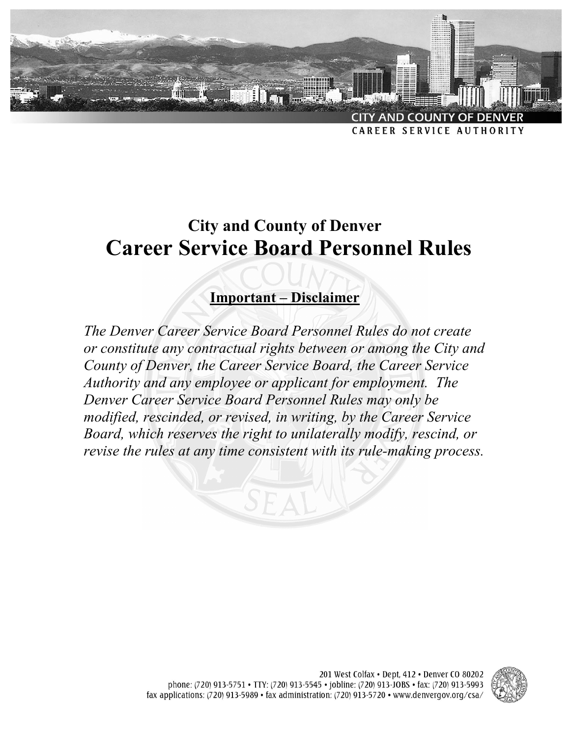CITY AND COUNTY OF DENVER
CAREER SERVICE AUTHORITY

## City and County of Denver

# Career Service Board Personnel Rules

**Important – Disclaimer**

*The Denver Career Service Board Personnel Rules do not create or constitute any contractual rights between or among the City and County of Denver, the Career Service Board, the Career Service Authority and any employee or applicant for employment. The Denver Career Service Board Personnel Rules may only be modified, rescinded, or revised, in writing, by the Career Service Board, which reserves the right to unilaterally modify, rescind, or revise the rules at any time consistent with its rule-making process.*

201 West Colfax • Dept, 412 • Denver CO 80202
phone: (720) 913-5751 • TTY: (720) 913-5545 • jobline: (720) 913-JOBS • fax: (720) 913-5993
fax applications: (720) 913-5989 • fax administration: (720) 913-5720 • www.denvergov.org/csa/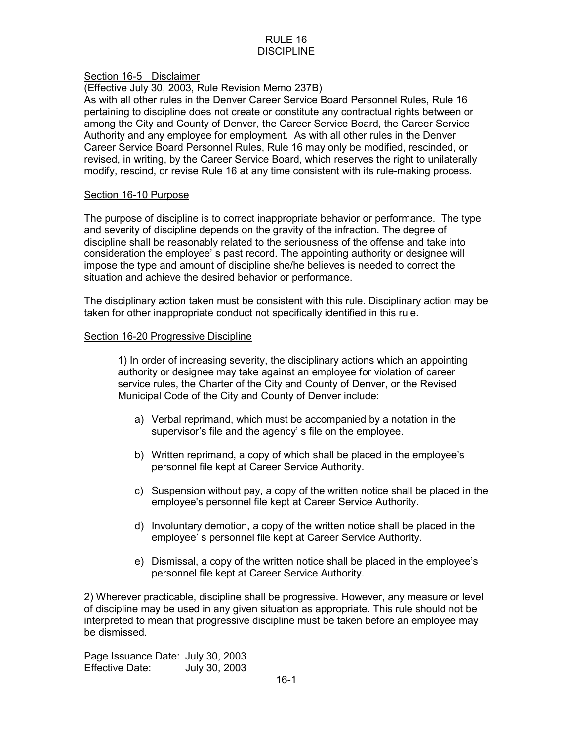# RULE 16
# DISCIPLINE

## Section 16-5 Disclaimer

(Effective July 30, 2003, Rule Revision Memo 237B)

As with all other rules in the Denver Career Service Board Personnel Rules, Rule 16 pertaining to discipline does not create or constitute any contractual rights between or among the City and County of Denver, the Career Service Board, the Career Service Authority and any employee for employment. As with all other rules in the Denver Career Service Board Personnel Rules, Rule 16 may only be modified, rescinded, or revised, in writing, by the Career Service Board, which reserves the right to unilaterally modify, rescind, or revise Rule 16 at any time consistent with its rule-making process.

## Section 16-10 Purpose

The purpose of discipline is to correct inappropriate behavior or performance. The type and severity of discipline depends on the gravity of the infraction. The degree of discipline shall be reasonably related to the seriousness of the offense and take into consideration the employee' s past record. The appointing authority or designee will impose the type and amount of discipline she/he believes is needed to correct the situation and achieve the desired behavior or performance.

The disciplinary action taken must be consistent with this rule. Disciplinary action may be taken for other inappropriate conduct not specifically identified in this rule.

## Section 16-20 Progressive Discipline

1) In order of increasing severity, the disciplinary actions which an appointing authority or designee may take against an employee for violation of career service rules, the Charter of the City and County of Denver, or the Revised Municipal Code of the City and County of Denver include:

a) Verbal reprimand, which must be accompanied by a notation in the supervisor's file and the agency' s file on the employee.

b) Written reprimand, a copy of which shall be placed in the employee's personnel file kept at Career Service Authority.

c) Suspension without pay, a copy of the written notice shall be placed in the employee's personnel file kept at Career Service Authority.

d) Involuntary demotion, a copy of the written notice shall be placed in the employee' s personnel file kept at Career Service Authority.

e) Dismissal, a copy of the written notice shall be placed in the employee's personnel file kept at Career Service Authority.

2) Wherever practicable, discipline shall be progressive. However, any measure or level of discipline may be used in any given situation as appropriate. This rule should not be interpreted to mean that progressive discipline must be taken before an employee may be dismissed.

Page Issuance Date: July 30, 2003
Effective Date: July 30, 2003